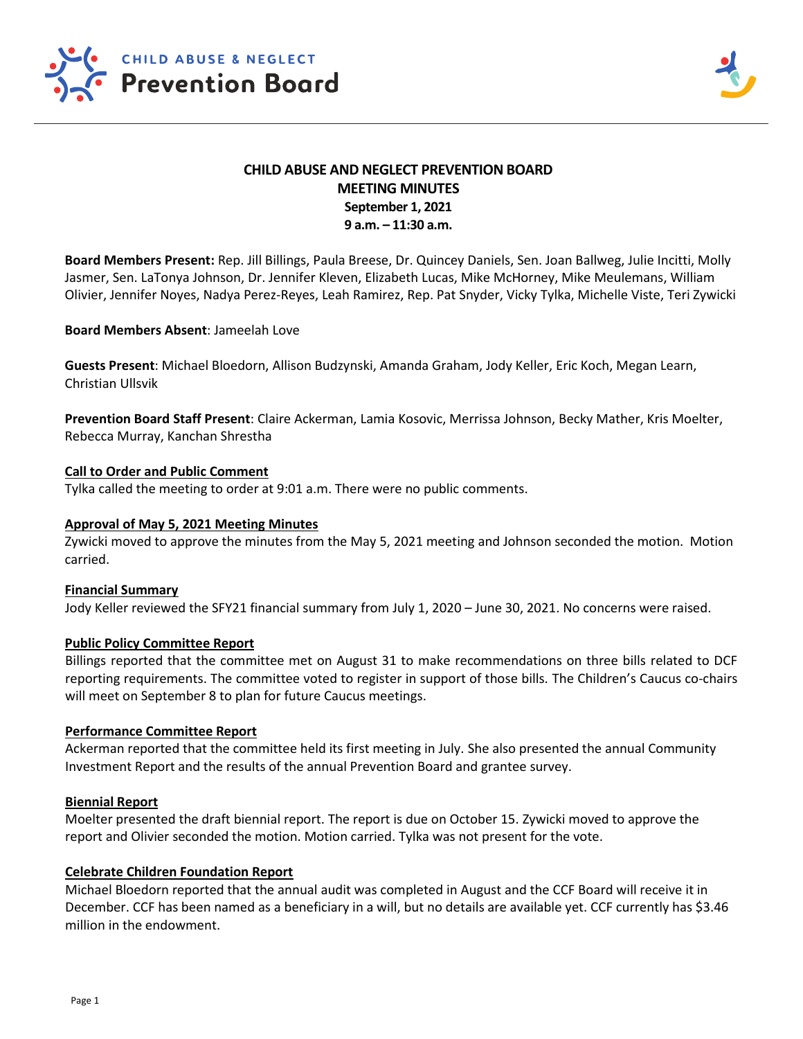# CHILD ABUSE AND NEGLECT PREVENTION BOARD
## MEETING MINUTES
**September 1, 2021**
**9 a.m. – 11:30 a.m.**

**Board Members Present:** Rep. Jill Billings, Paula Breese, Dr. Quincey Daniels, Sen. Joan Ballweg, Julie Incitti, Molly Jasmer, Sen. LaTonya Johnson, Dr. Jennifer Kleven, Elizabeth Lucas, Mike McHorney, Mike Meulemans, William Olivier, Jennifer Noyes, Nadya Perez-Reyes, Leah Ramirez, Rep. Pat Snyder, Vicky Tylka, Michelle Viste, Teri Zywicki

**Board Members Absent**: Jameelah Love

**Guests Present**: Michael Bloedorn, Allison Budzynski, Amanda Graham, Jody Keller, Eric Koch, Megan Learn, Christian Ullsvik

**Prevention Board Staff Present**: Claire Ackerman, Lamia Kosovic, Merrissa Johnson, Becky Mather, Kris Moelter, Rebecca Murray, Kanchan Shrestha

**Call to Order and Public Comment**

Tylka called the meeting to order at 9:01 a.m. There were no public comments.

**Approval of May 5, 2021 Meeting Minutes**

Zywicki moved to approve the minutes from the May 5, 2021 meeting and Johnson seconded the motion. Motion carried.

**Financial Summary**

Jody Keller reviewed the SFY21 financial summary from July 1, 2020 – June 30, 2021. No concerns were raised.

**Public Policy Committee Report**

Billings reported that the committee met on August 31 to make recommendations on three bills related to DCF reporting requirements. The committee voted to register in support of those bills. The Children's Caucus co-chairs will meet on September 8 to plan for future Caucus meetings.

**Performance Committee Report**

Ackerman reported that the committee held its first meeting in July. She also presented the annual Community Investment Report and the results of the annual Prevention Board and grantee survey.

**Biennial Report**

Moelter presented the draft biennial report. The report is due on October 15. Zywicki moved to approve the report and Olivier seconded the motion. Motion carried. Tylka was not present for the vote.

**Celebrate Children Foundation Report**

Michael Bloedorn reported that the annual audit was completed in August and the CCF Board will receive it in December. CCF has been named as a beneficiary in a will, but no details are available yet. CCF currently has $3.46 million in the endowment.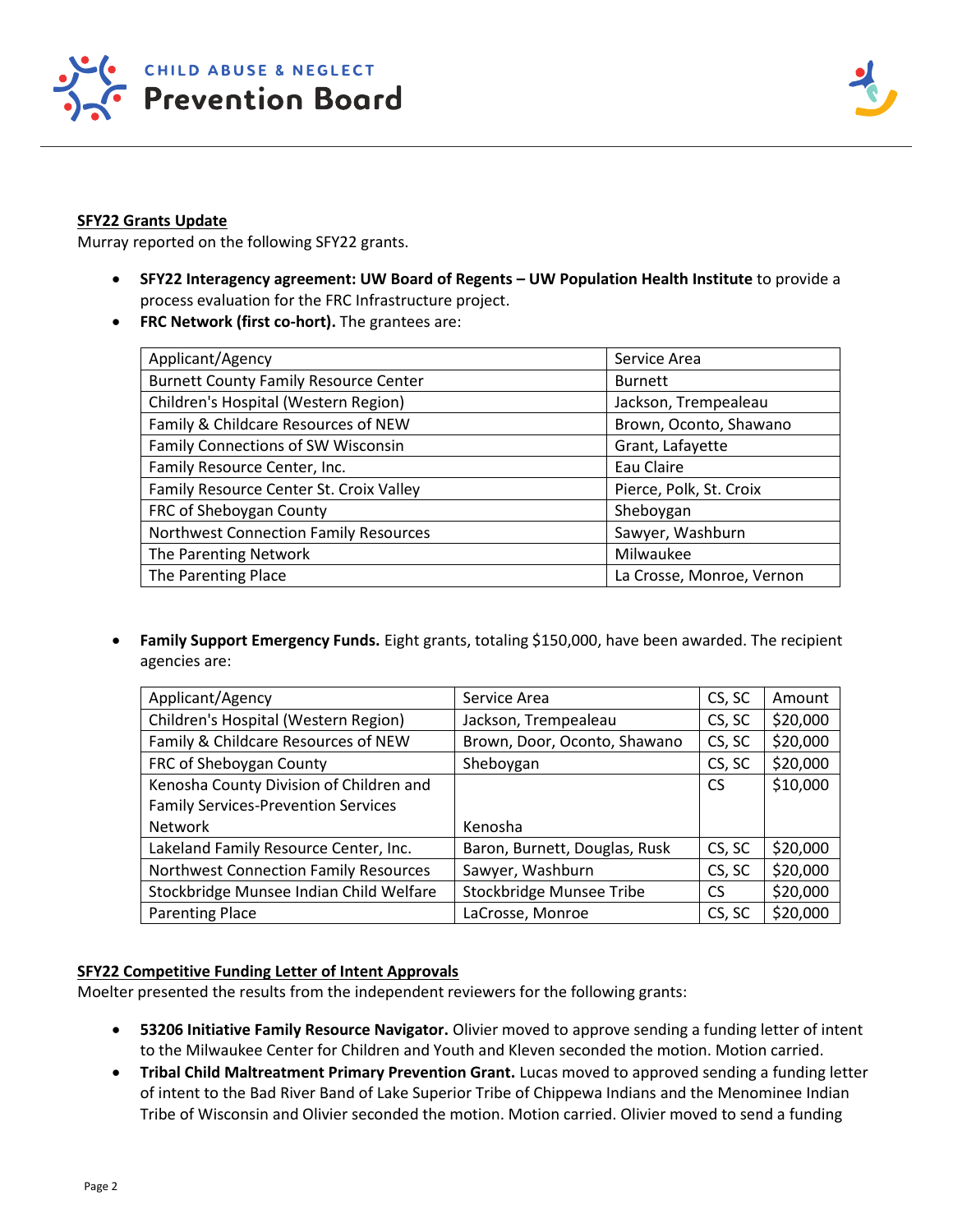**SFY22 Grants Update**

Murray reported on the following SFY22 grants.

- **SFY22 Interagency agreement: UW Board of Regents – UW Population Health Institute** to provide a process evaluation for the FRC Infrastructure project.
- **FRC Network (first co-hort).** The grantees are:

| Applicant/Agency | Service Area |
|---|---|
| Burnett County Family Resource Center | Burnett |
| Children's Hospital (Western Region) | Jackson, Trempealeau |
| Family & Childcare Resources of NEW | Brown, Oconto, Shawano |
| Family Connections of SW Wisconsin | Grant, Lafayette |
| Family Resource Center, Inc. | Eau Claire |
| Family Resource Center St. Croix Valley | Pierce, Polk, St. Croix |
| FRC of Sheboygan County | Sheboygan |
| Northwest Connection Family Resources | Sawyer, Washburn |
| The Parenting Network | Milwaukee |
| The Parenting Place | La Crosse, Monroe, Vernon |

- **Family Support Emergency Funds.** Eight grants, totaling $150,000, have been awarded. The recipient agencies are:

| Applicant/Agency | Service Area | CS, SC | Amount |
|---|---|---|---|
| Children's Hospital (Western Region) | Jackson, Trempealeau | CS, SC | $20,000 |
| Family & Childcare Resources of NEW | Brown, Door, Oconto, Shawano | CS, SC | $20,000 |
| FRC of Sheboygan County | Sheboygan | CS, SC | $20,000 |
| Kenosha County Division of Children and Family Services-Prevention Services Network | Kenosha | CS | $10,000 |
| Lakeland Family Resource Center, Inc. | Baron, Burnett, Douglas, Rusk | CS, SC | $20,000 |
| Northwest Connection Family Resources | Sawyer, Washburn | CS, SC | $20,000 |
| Stockbridge Munsee Indian Child Welfare | Stockbridge Munsee Tribe | CS | $20,000 |
| Parenting Place | LaCrosse, Monroe | CS, SC | $20,000 |

**SFY22 Competitive Funding Letter of Intent Approvals**

Moelter presented the results from the independent reviewers for the following grants:

- **53206 Initiative Family Resource Navigator.** Olivier moved to approve sending a funding letter of intent to the Milwaukee Center for Children and Youth and Kleven seconded the motion. Motion carried.
- **Tribal Child Maltreatment Primary Prevention Grant.** Lucas moved to approved sending a funding letter of intent to the Bad River Band of Lake Superior Tribe of Chippewa Indians and the Menominee Indian Tribe of Wisconsin and Olivier seconded the motion. Motion carried. Olivier moved to send a funding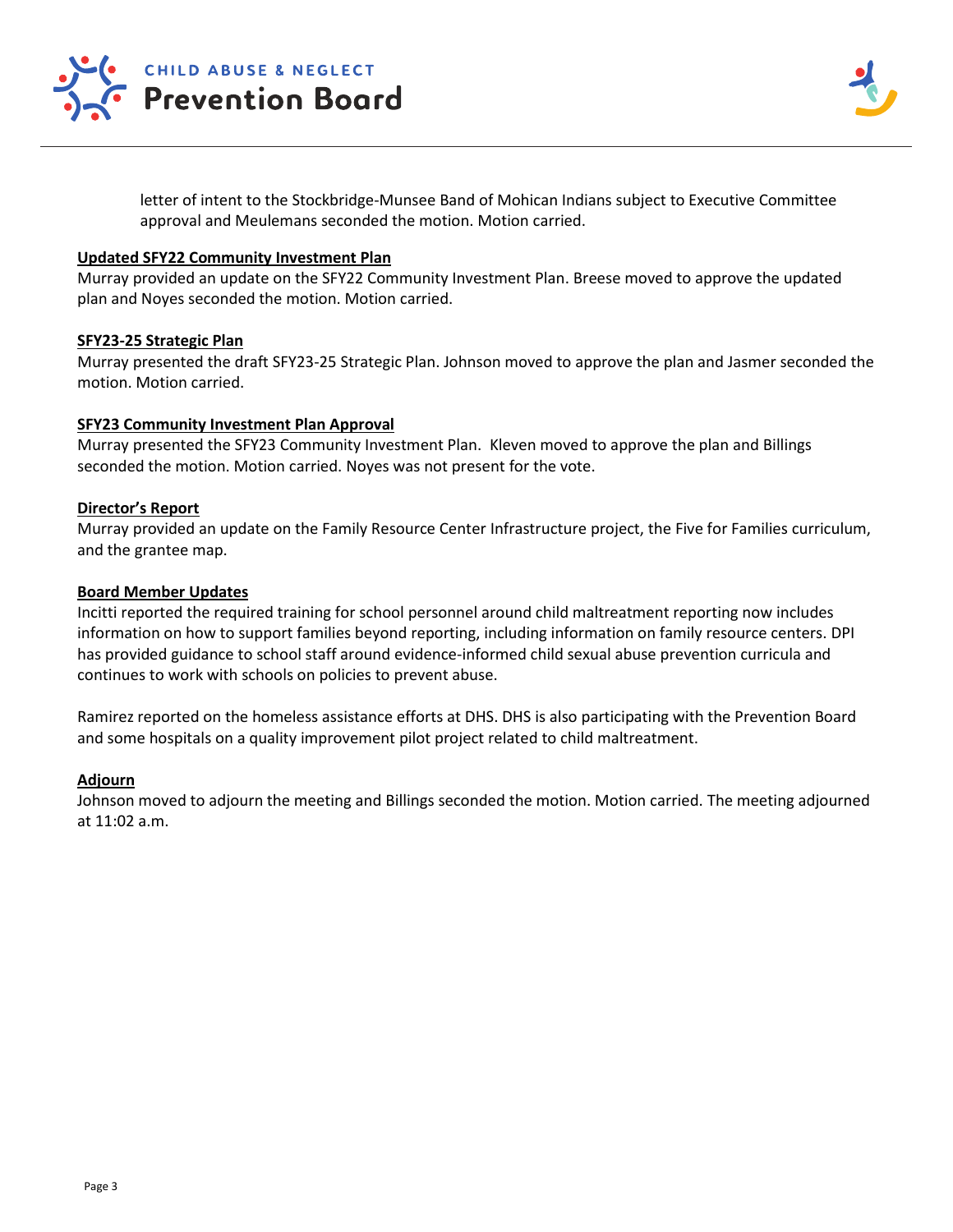letter of intent to the Stockbridge-Munsee Band of Mohican Indians subject to Executive Committee approval and Meulemans seconded the motion. Motion carried.

**Updated SFY22 Community Investment Plan**

Murray provided an update on the SFY22 Community Investment Plan. Breese moved to approve the updated plan and Noyes seconded the motion. Motion carried.

**SFY23-25 Strategic Plan**

Murray presented the draft SFY23-25 Strategic Plan. Johnson moved to approve the plan and Jasmer seconded the motion. Motion carried.

**SFY23 Community Investment Plan Approval**

Murray presented the SFY23 Community Investment Plan. Kleven moved to approve the plan and Billings seconded the motion. Motion carried. Noyes was not present for the vote.

**Director's Report**

Murray provided an update on the Family Resource Center Infrastructure project, the Five for Families curriculum, and the grantee map.

**Board Member Updates**

Incitti reported the required training for school personnel around child maltreatment reporting now includes information on how to support families beyond reporting, including information on family resource centers. DPI has provided guidance to school staff around evidence-informed child sexual abuse prevention curricula and continues to work with schools on policies to prevent abuse.

Ramirez reported on the homeless assistance efforts at DHS. DHS is also participating with the Prevention Board and some hospitals on a quality improvement pilot project related to child maltreatment.

**Adjourn**

Johnson moved to adjourn the meeting and Billings seconded the motion. Motion carried. The meeting adjourned at 11:02 a.m.